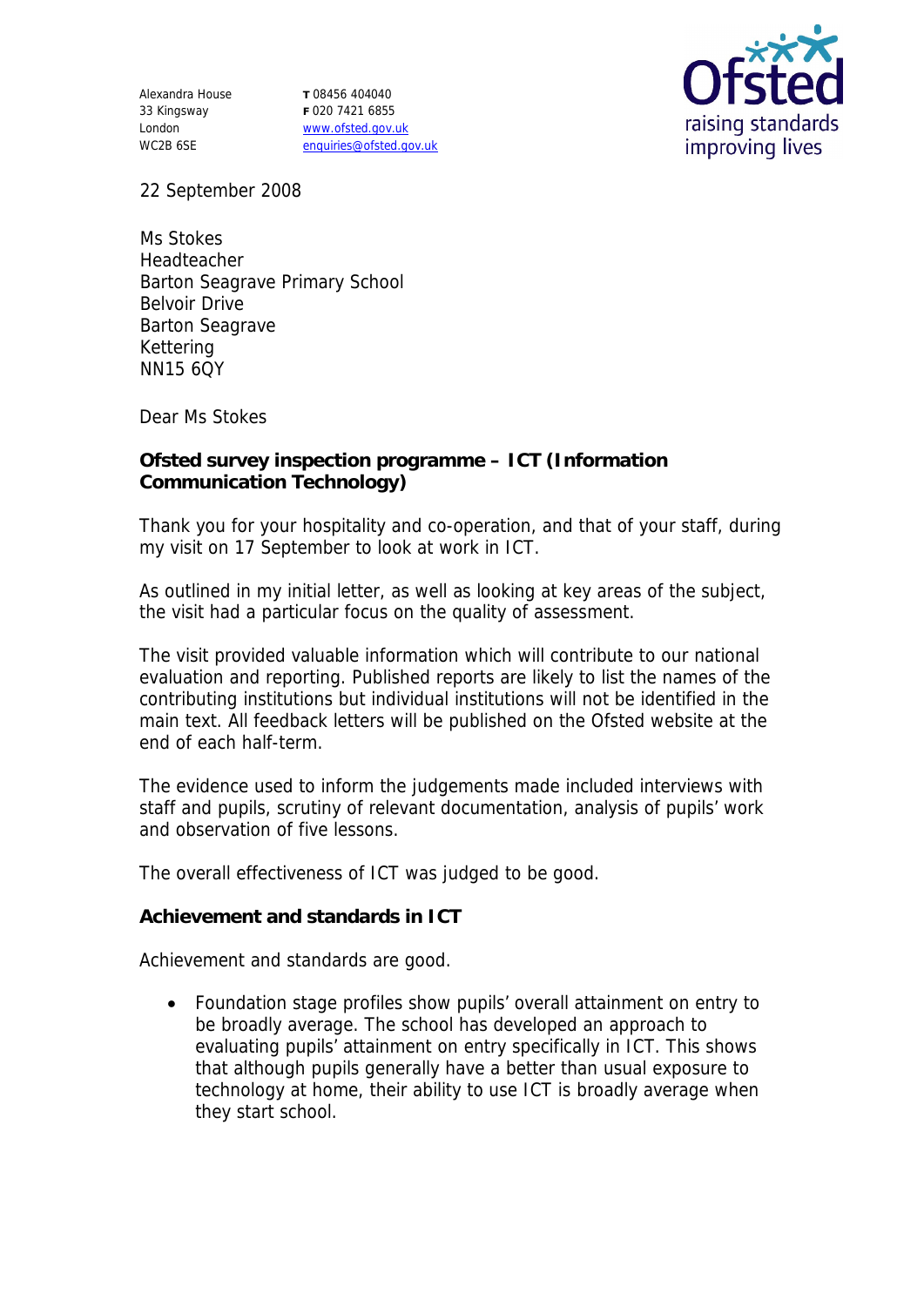Alexandra House
33 Kingsway
London
WC2B 6SE

T 08456 404040
F 020 7421 6855
www.ofsted.gov.uk
enquiries@ofsted.gov.uk

22 September 2008

Ms Stokes
Headteacher
Barton Seagrave Primary School
Belvoir Drive
Barton Seagrave
Kettering
NN15 6QY

Dear Ms Stokes

**Ofsted survey inspection programme – ICT (Information Communication Technology)**

Thank you for your hospitality and co-operation, and that of your staff, during my visit on 17 September to look at work in ICT.

As outlined in my initial letter, as well as looking at key areas of the subject, the visit had a particular focus on the quality of assessment.

The visit provided valuable information which will contribute to our national evaluation and reporting. Published reports are likely to list the names of the contributing institutions but individual institutions will not be identified in the main text. All feedback letters will be published on the Ofsted website at the end of each half-term.

The evidence used to inform the judgements made included interviews with staff and pupils, scrutiny of relevant documentation, analysis of pupils' work and observation of five lessons.

The overall effectiveness of ICT was judged to be good.

**Achievement and standards in ICT**

Achievement and standards are good.

- Foundation stage profiles show pupils' overall attainment on entry to be broadly average. The school has developed an approach to evaluating pupils' attainment on entry specifically in ICT. This shows that although pupils generally have a better than usual exposure to technology at home, their ability to use ICT is broadly average when they start school.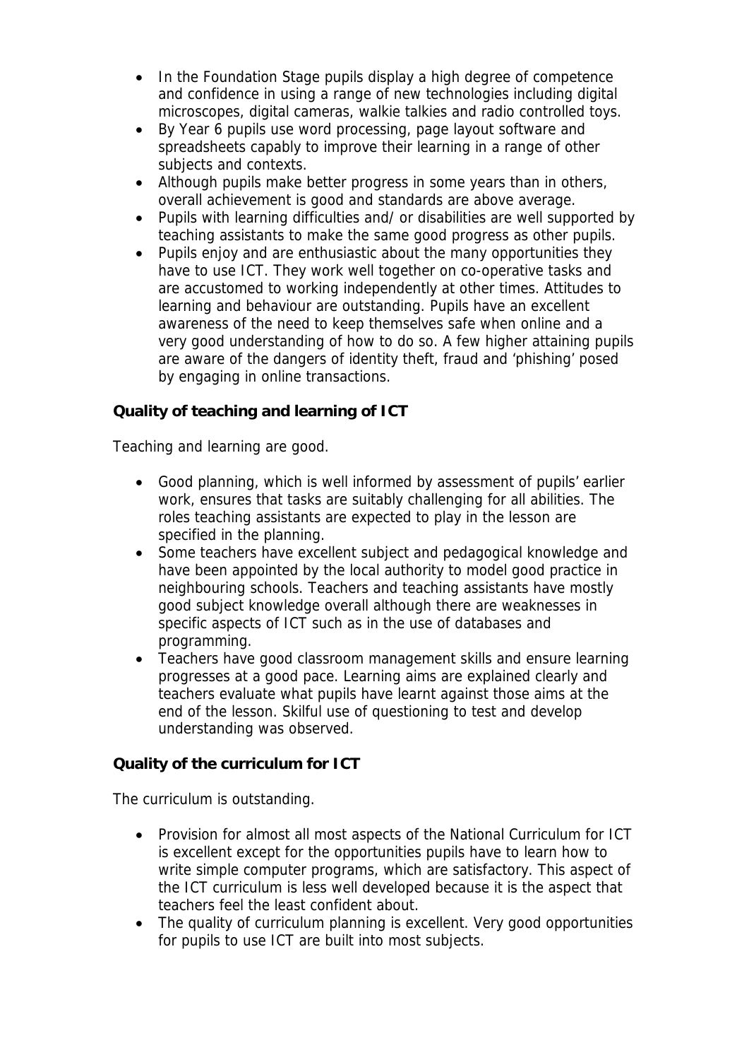- In the Foundation Stage pupils display a high degree of competence and confidence in using a range of new technologies including digital microscopes, digital cameras, walkie talkies and radio controlled toys.
- By Year 6 pupils use word processing, page layout software and spreadsheets capably to improve their learning in a range of other subjects and contexts.
- Although pupils make better progress in some years than in others, overall achievement is good and standards are above average.
- Pupils with learning difficulties and/ or disabilities are well supported by teaching assistants to make the same good progress as other pupils.
- Pupils enjoy and are enthusiastic about the many opportunities they have to use ICT. They work well together on co-operative tasks and are accustomed to working independently at other times. Attitudes to learning and behaviour are outstanding. Pupils have an excellent awareness of the need to keep themselves safe when online and a very good understanding of how to do so. A few higher attaining pupils are aware of the dangers of identity theft, fraud and 'phishing' posed by engaging in online transactions.

**Quality of teaching and learning of ICT**

Teaching and learning are good.

- Good planning, which is well informed by assessment of pupils' earlier work, ensures that tasks are suitably challenging for all abilities. The roles teaching assistants are expected to play in the lesson are specified in the planning.
- Some teachers have excellent subject and pedagogical knowledge and have been appointed by the local authority to model good practice in neighbouring schools. Teachers and teaching assistants have mostly good subject knowledge overall although there are weaknesses in specific aspects of ICT such as in the use of databases and programming.
- Teachers have good classroom management skills and ensure learning progresses at a good pace. Learning aims are explained clearly and teachers evaluate what pupils have learnt against those aims at the end of the lesson. Skilful use of questioning to test and develop understanding was observed.

**Quality of the curriculum for ICT**

The curriculum is outstanding.

- Provision for almost all most aspects of the National Curriculum for ICT is excellent except for the opportunities pupils have to learn how to write simple computer programs, which are satisfactory. This aspect of the ICT curriculum is less well developed because it is the aspect that teachers feel the least confident about.
- The quality of curriculum planning is excellent. Very good opportunities for pupils to use ICT are built into most subjects.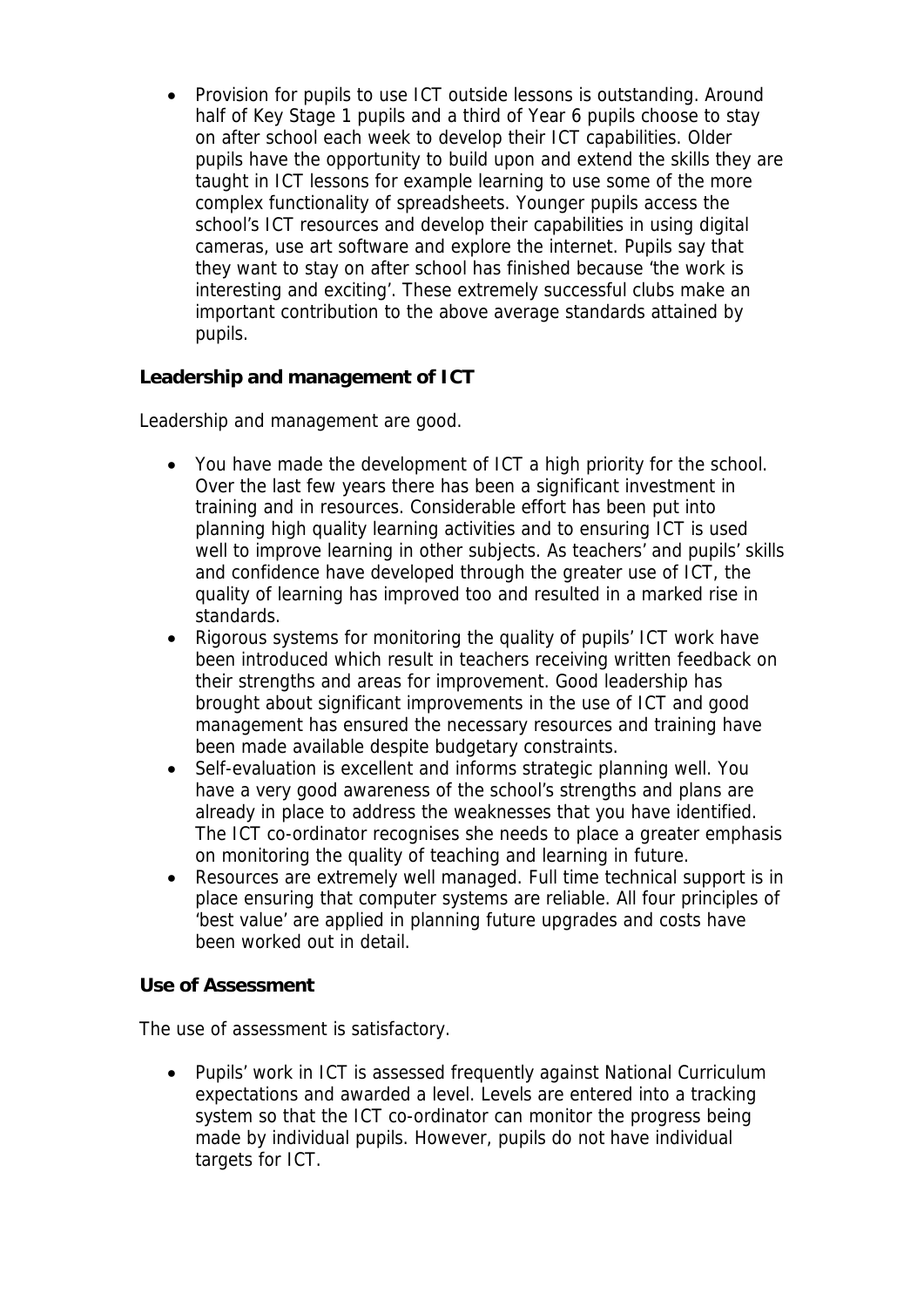- Provision for pupils to use ICT outside lessons is outstanding. Around half of Key Stage 1 pupils and a third of Year 6 pupils choose to stay on after school each week to develop their ICT capabilities. Older pupils have the opportunity to build upon and extend the skills they are taught in ICT lessons for example learning to use some of the more complex functionality of spreadsheets. Younger pupils access the school's ICT resources and develop their capabilities in using digital cameras, use art software and explore the internet. Pupils say that they want to stay on after school has finished because 'the work is interesting and exciting'. These extremely successful clubs make an important contribution to the above average standards attained by pupils.

**Leadership and management of ICT**

Leadership and management are good.

- You have made the development of ICT a high priority for the school. Over the last few years there has been a significant investment in training and in resources. Considerable effort has been put into planning high quality learning activities and to ensuring ICT is used well to improve learning in other subjects. As teachers' and pupils' skills and confidence have developed through the greater use of ICT, the quality of learning has improved too and resulted in a marked rise in standards.
- Rigorous systems for monitoring the quality of pupils' ICT work have been introduced which result in teachers receiving written feedback on their strengths and areas for improvement. Good leadership has brought about significant improvements in the use of ICT and good management has ensured the necessary resources and training have been made available despite budgetary constraints.
- Self-evaluation is excellent and informs strategic planning well. You have a very good awareness of the school's strengths and plans are already in place to address the weaknesses that you have identified. The ICT co-ordinator recognises she needs to place a greater emphasis on monitoring the quality of teaching and learning in future.
- Resources are extremely well managed. Full time technical support is in place ensuring that computer systems are reliable. All four principles of 'best value' are applied in planning future upgrades and costs have been worked out in detail.

**Use of Assessment**

The use of assessment is satisfactory.

- Pupils' work in ICT is assessed frequently against National Curriculum expectations and awarded a level. Levels are entered into a tracking system so that the ICT co-ordinator can monitor the progress being made by individual pupils. However, pupils do not have individual targets for ICT.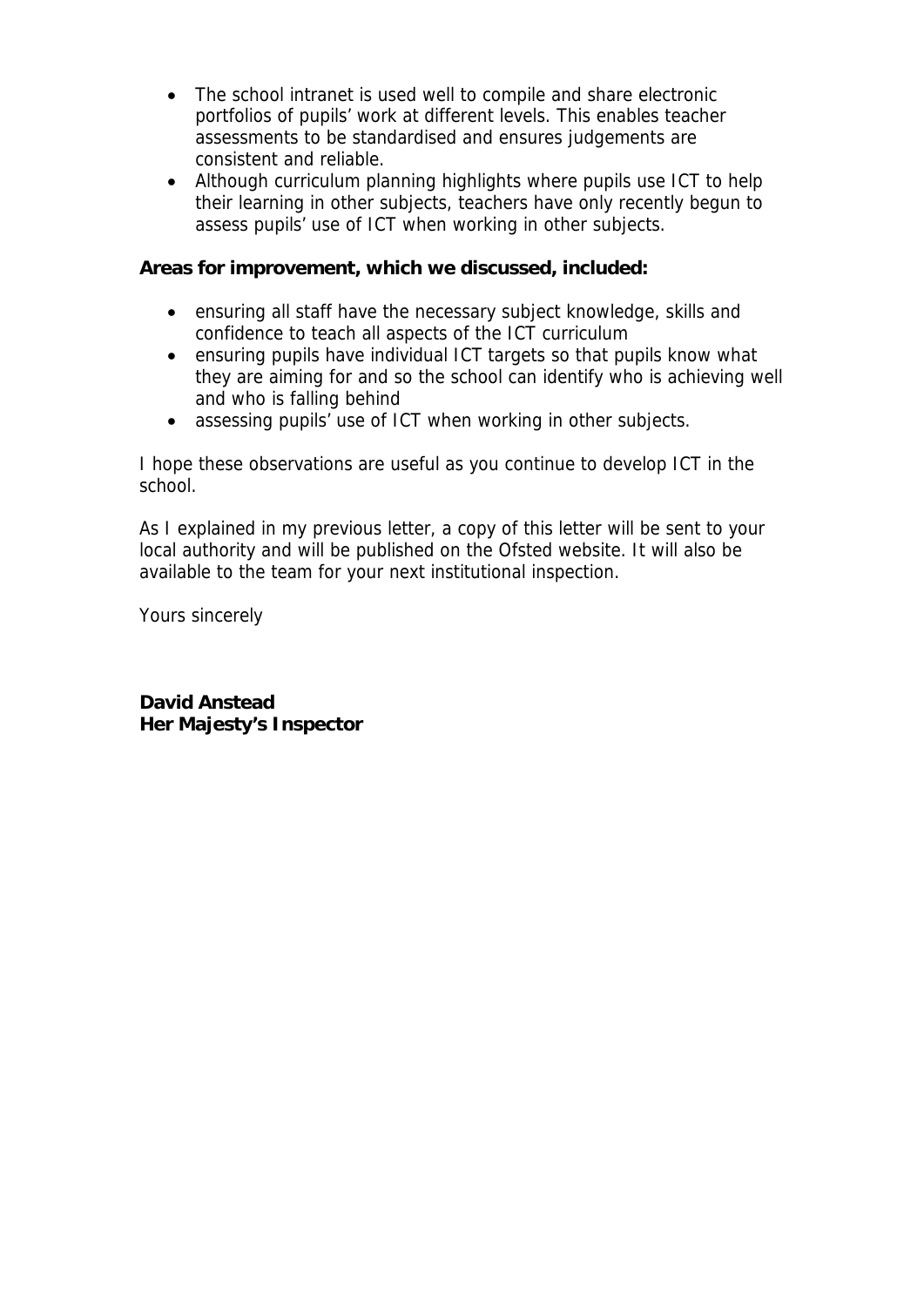- The school intranet is used well to compile and share electronic portfolios of pupils' work at different levels. This enables teacher assessments to be standardised and ensures judgements are consistent and reliable.
- Although curriculum planning highlights where pupils use ICT to help their learning in other subjects, teachers have only recently begun to assess pupils' use of ICT when working in other subjects.

**Areas for improvement, which we discussed, included:**

- ensuring all staff have the necessary subject knowledge, skills and confidence to teach all aspects of the ICT curriculum
- ensuring pupils have individual ICT targets so that pupils know what they are aiming for and so the school can identify who is achieving well and who is falling behind
- assessing pupils' use of ICT when working in other subjects.

I hope these observations are useful as you continue to develop ICT in the school.

As I explained in my previous letter, a copy of this letter will be sent to your local authority and will be published on the Ofsted website. It will also be available to the team for your next institutional inspection.

Yours sincerely

**David Anstead**
**Her Majesty's Inspector**